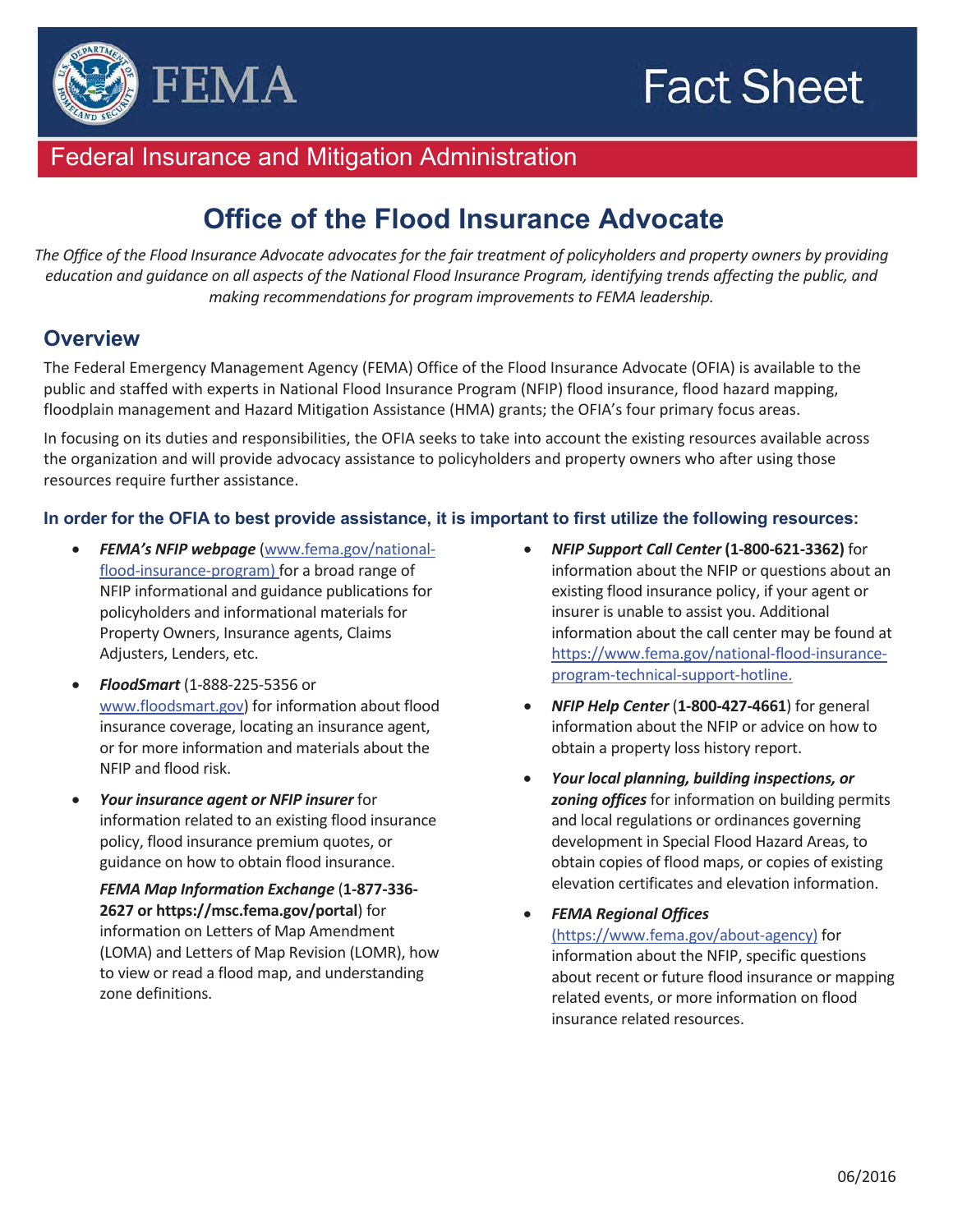FEMA

# Fact Sheet

Federal Insurance and Mitigation Administration

# Office of the Flood Insurance Advocate

*The Office of the Flood Insurance Advocate advocates for the fair treatment of policyholders and property owners by providing education and guidance on all aspects of the National Flood Insurance Program, identifying trends affecting the public, and making recommendations for program improvements to FEMA leadership.*

## Overview

The Federal Emergency Management Agency (FEMA) Office of the Flood Insurance Advocate (OFIA) is available to the public and staffed with experts in National Flood Insurance Program (NFIP) flood insurance, flood hazard mapping, floodplain management and Hazard Mitigation Assistance (HMA) grants; the OFIA's four primary focus areas.

In focusing on its duties and responsibilities, the OFIA seeks to take into account the existing resources available across the organization and will provide advocacy assistance to policyholders and property owners who after using those resources require further assistance.

### In order for the OFIA to best provide assistance, it is important to first utilize the following resources:

- ***FEMA's NFIP webpage*** (www.fema.gov/national-flood-insurance-program) for a broad range of NFIP informational and guidance publications for policyholders and informational materials for Property Owners, Insurance agents, Claims Adjusters, Lenders, etc.
- ***FloodSmart*** (1-888-225-5356 or www.floodsmart.gov) for information about flood insurance coverage, locating an insurance agent, or for more information and materials about the NFIP and flood risk.
- ***Your insurance agent or NFIP insurer*** for information related to an existing flood insurance policy, flood insurance premium quotes, or guidance on how to obtain flood insurance.

  ***FEMA Map Information Exchange*** (**1-877-336-2627 or https://msc.fema.gov/portal**) for information on Letters of Map Amendment (LOMA) and Letters of Map Revision (LOMR), how to view or read a flood map, and understanding zone definitions.
- ***NFIP Support Call Center*** **(1-800-621-3362)** for information about the NFIP or questions about an existing flood insurance policy, if your agent or insurer is unable to assist you. Additional information about the call center may be found at https://www.fema.gov/national-flood-insurance-program-technical-support-hotline.
- ***NFIP Help Center*** (**1-800-427-4661**) for general information about the NFIP or advice on how to obtain a property loss history report.
- ***Your local planning, building inspections, or zoning offices*** for information on building permits and local regulations or ordinances governing development in Special Flood Hazard Areas, to obtain copies of flood maps, or copies of existing elevation certificates and elevation information.
- ***FEMA Regional Offices*** (https://www.fema.gov/about-agency) for information about the NFIP, specific questions about recent or future flood insurance or mapping related events, or more information on flood insurance related resources.

06/2016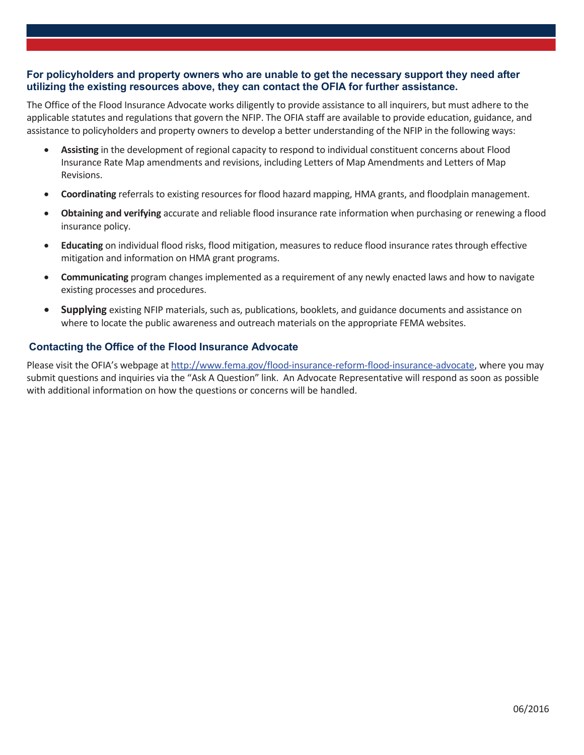**For policyholders and property owners who are unable to get the necessary support they need after utilizing the existing resources above, they can contact the OFIA for further assistance.**

The Office of the Flood Insurance Advocate works diligently to provide assistance to all inquirers, but must adhere to the applicable statutes and regulations that govern the NFIP. The OFIA staff are available to provide education, guidance, and assistance to policyholders and property owners to develop a better understanding of the NFIP in the following ways:

- **Assisting** in the development of regional capacity to respond to individual constituent concerns about Flood Insurance Rate Map amendments and revisions, including Letters of Map Amendments and Letters of Map Revisions.
- **Coordinating** referrals to existing resources for flood hazard mapping, HMA grants, and floodplain management.
- **Obtaining and verifying** accurate and reliable flood insurance rate information when purchasing or renewing a flood insurance policy.
- **Educating** on individual flood risks, flood mitigation, measures to reduce flood insurance rates through effective mitigation and information on HMA grant programs.
- **Communicating** program changes implemented as a requirement of any newly enacted laws and how to navigate existing processes and procedures.
- **Supplying** existing NFIP materials, such as, publications, booklets, and guidance documents and assistance on where to locate the public awareness and outreach materials on the appropriate FEMA websites.

## Contacting the Office of the Flood Insurance Advocate

Please visit the OFIA's webpage at http://www.fema.gov/flood-insurance-reform-flood-insurance-advocate, where you may submit questions and inquiries via the "Ask A Question" link. An Advocate Representative will respond as soon as possible with additional information on how the questions or concerns will be handled.

06/2016